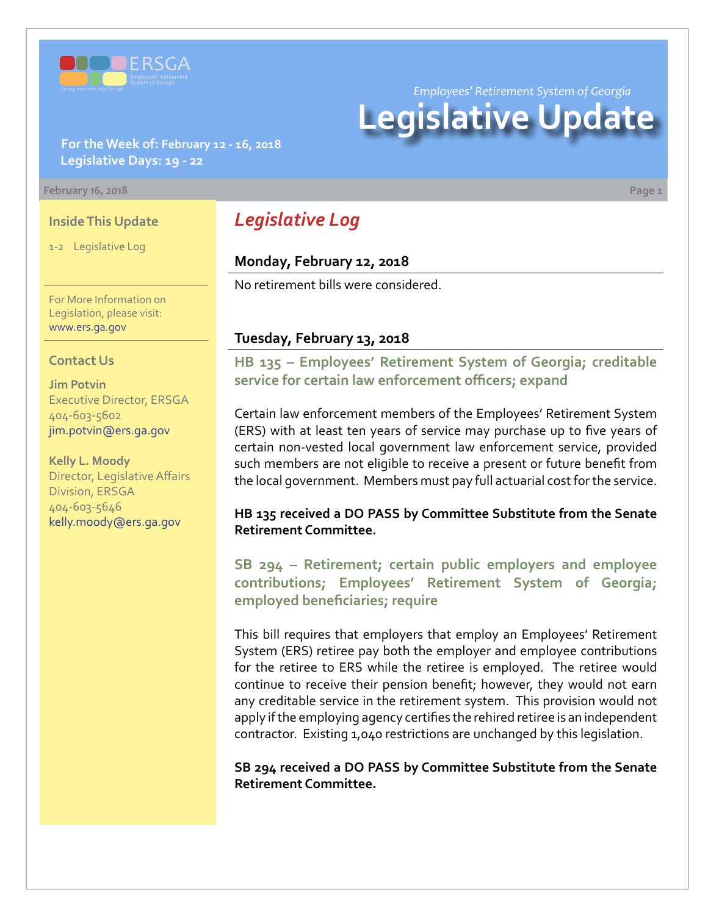ERSGA

Employees' Retirement System of Georgia

Serving those who serve Georgia

*Employees' Retirement System of Georgia*

# Legislative Update

**For the Week of: February 12 - 16, 2018**
**Legislative Days: 19 - 22**

February 16, 2018

### Inside This Update

1-2 Legislative Log

For More Information on Legislation, please visit: www.ers.ga.gov

### Contact Us

**Jim Potvin**
Executive Director, ERSGA
404-603-5602
jim.potvin@ers.ga.gov

**Kelly L. Moody**
Director, Legislative Affairs Division, ERSGA
404-603-5646
kelly.moody@ers.ga.gov

## *Legislative Log*

### Monday, February 12, 2018

No retirement bills were considered.

### Tuesday, February 13, 2018

#### HB 135 – Employees' Retirement System of Georgia; creditable service for certain law enforcement officers; expand

Certain law enforcement members of the Employees' Retirement System (ERS) with at least ten years of service may purchase up to five years of certain non-vested local government law enforcement service, provided such members are not eligible to receive a present or future benefit from the local government. Members must pay full actuarial cost for the service.

**HB 135 received a DO PASS by Committee Substitute from the Senate Retirement Committee.**

#### SB 294 – Retirement; certain public employers and employee contributions; Employees' Retirement System of Georgia; employed beneficiaries; require

This bill requires that employers that employ an Employees' Retirement System (ERS) retiree pay both the employer and employee contributions for the retiree to ERS while the retiree is employed. The retiree would continue to receive their pension benefit; however, they would not earn any creditable service in the retirement system. This provision would not apply if the employing agency certifies the rehired retiree is an independent contractor. Existing 1,040 restrictions are unchanged by this legislation.

**SB 294 received a DO PASS by Committee Substitute from the Senate Retirement Committee.**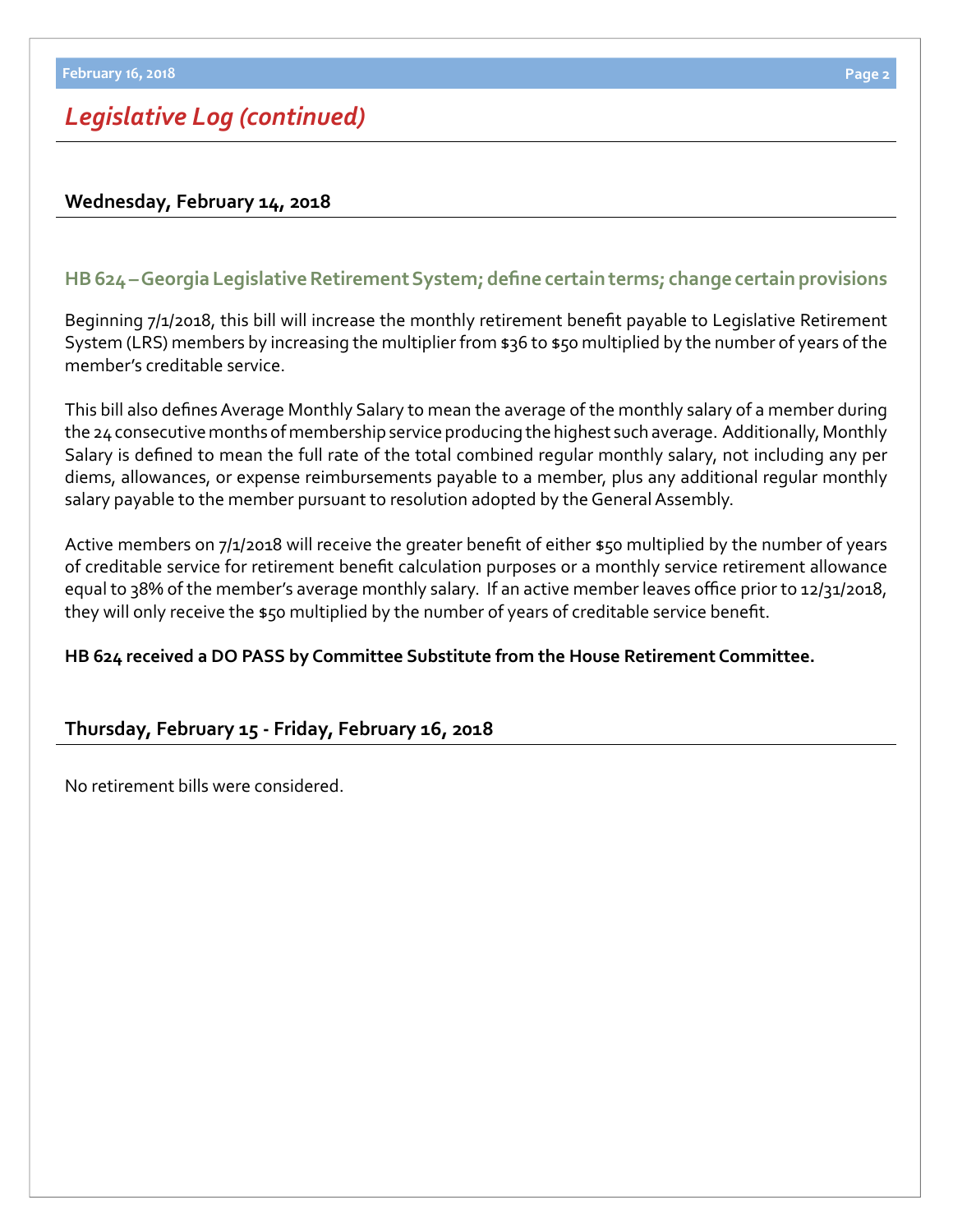## Legislative Log (continued)

### Wednesday, February 14, 2018

#### HB 624 – Georgia Legislative Retirement System; define certain terms; change certain provisions

Beginning 7/1/2018, this bill will increase the monthly retirement benefit payable to Legislative Retirement System (LRS) members by increasing the multiplier from $36 to $50 multiplied by the number of years of the member's creditable service.

This bill also defines Average Monthly Salary to mean the average of the monthly salary of a member during the 24 consecutive months of membership service producing the highest such average. Additionally, Monthly Salary is defined to mean the full rate of the total combined regular monthly salary, not including any per diems, allowances, or expense reimbursements payable to a member, plus any additional regular monthly salary payable to the member pursuant to resolution adopted by the General Assembly.

Active members on 7/1/2018 will receive the greater benefit of either $50 multiplied by the number of years of creditable service for retirement benefit calculation purposes or a monthly service retirement allowance equal to 38% of the member's average monthly salary. If an active member leaves office prior to 12/31/2018, they will only receive the $50 multiplied by the number of years of creditable service benefit.

**HB 624 received a DO PASS by Committee Substitute from the House Retirement Committee.**

### Thursday, February 15 - Friday, February 16, 2018

No retirement bills were considered.